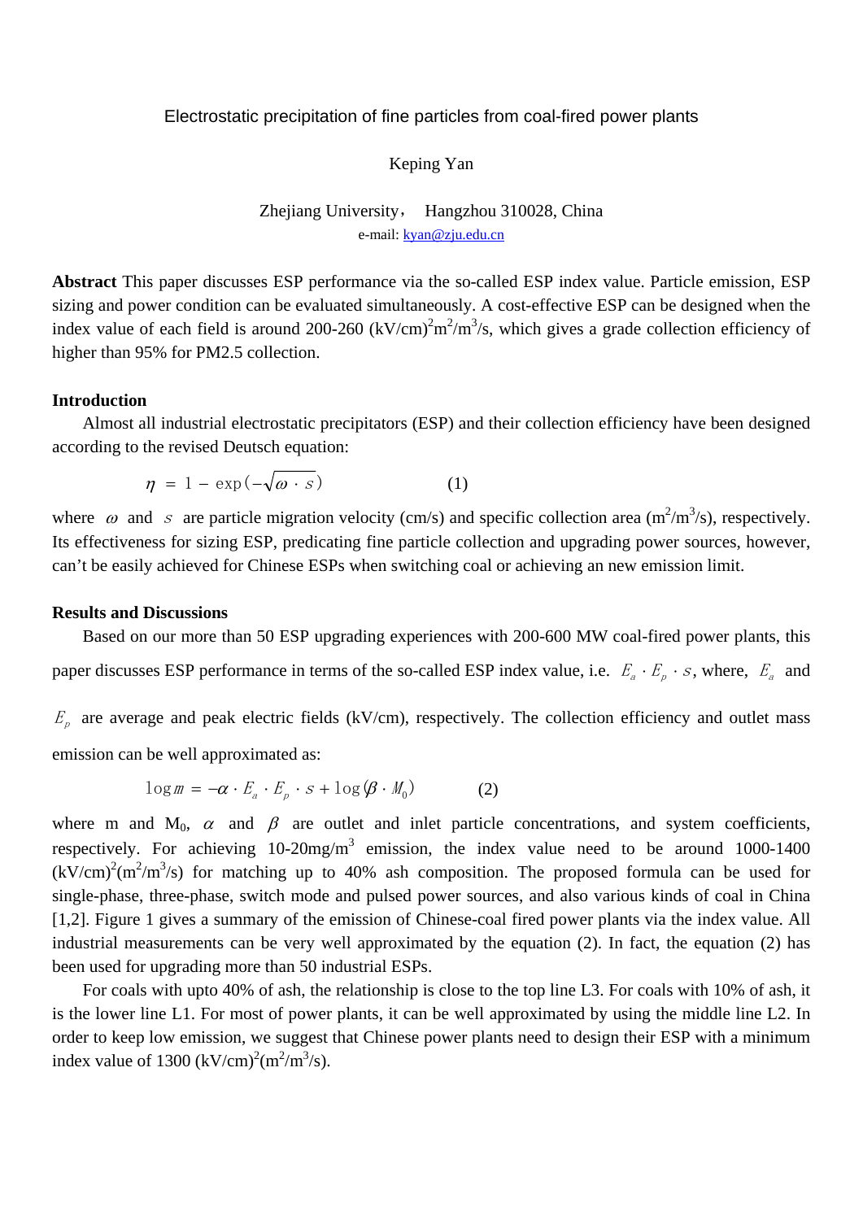# Electrostatic precipitation of fine particles from coal-fired power plants

Keping Yan

Zhejiang University, Hangzhou 310028, China

e-mail: kyan@zju.edu.cn

**Abstract** This paper discusses ESP performance via the so-called ESP index value. Particle emission, ESP sizing and power condition can be evaluated simultaneously. A cost-effective ESP can be designed when the index value of each field is around 200-260 $(kV/cm)^2m^2/m^3/s$, which gives a grade collection efficiency of higher than 95% for PM2.5 collection.

## Introduction

Almost all industrial electrostatic precipitators (ESP) and their collection efficiency have been designed according to the revised Deutsch equation:

$$\eta = 1 - \exp(-\sqrt{\omega \cdot s}) \qquad (1)$$

where $\omega$ and $s$ are particle migration velocity (cm/s) and specific collection area $(m^2/m^3/s)$, respectively. Its effectiveness for sizing ESP, predicating fine particle collection and upgrading power sources, however, can't be easily achieved for Chinese ESPs when switching coal or achieving an new emission limit.

## Results and Discussions

Based on our more than 50 ESP upgrading experiences with 200-600 MW coal-fired power plants, this paper discusses ESP performance in terms of the so-called ESP index value, i.e. $E_a \cdot E_p \cdot s$, where, $E_a$ and $E_p$ are average and peak electric fields (kV/cm), respectively. The collection efficiency and outlet mass emission can be well approximated as:

$$\log m = -\alpha \cdot E_a \cdot E_p \cdot s + \log(\beta \cdot M_0) \qquad (2)$$

where m and $M_0$, $\alpha$ and $\beta$ are outlet and inlet particle concentrations, and system coefficients, respectively. For achieving 10-20mg/$m^3$ emission, the index value need to be around 1000-1400 $(kV/cm)^2(m^2/m^3/s)$ for matching up to 40% ash composition. The proposed formula can be used for single-phase, three-phase, switch mode and pulsed power sources, and also various kinds of coal in China [1,2]. Figure 1 gives a summary of the emission of Chinese-coal fired power plants via the index value. All industrial measurements can be very well approximated by the equation (2). In fact, the equation (2) has been used for upgrading more than 50 industrial ESPs.

For coals with upto 40% of ash, the relationship is close to the top line L3. For coals with 10% of ash, it is the lower line L1. For most of power plants, it can be well approximated by using the middle line L2. In order to keep low emission, we suggest that Chinese power plants need to design their ESP with a minimum index value of 1300 $(kV/cm)^2(m^2/m^3/s)$.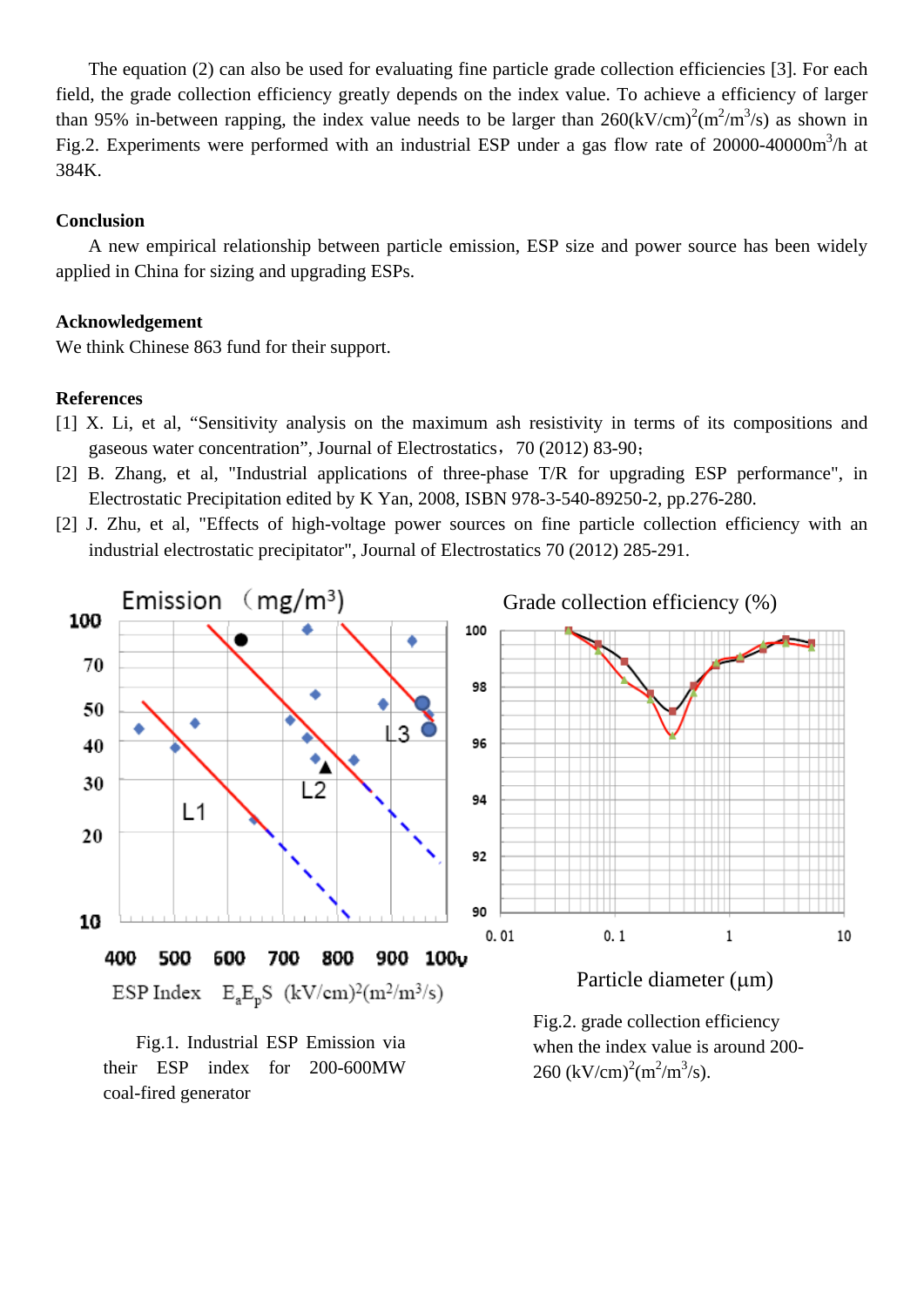The equation (2) can also be used for evaluating fine particle grade collection efficiencies [3]. For each field, the grade collection efficiency greatly depends on the index value. To achieve a efficiency of larger than 95% in-between rapping, the index value needs to be larger than 260$(kV/cm)^2(m^2/m^3/s)$ as shown in Fig.2. Experiments were performed with an industrial ESP under a gas flow rate of 20000-40000$m^3$/h at 384K.

**Conclusion**

A new empirical relationship between particle emission, ESP size and power source has been widely applied in China for sizing and upgrading ESPs.

**Acknowledgement**

We think Chinese 863 fund for their support.

**References**

[1] X. Li, et al, “Sensitivity analysis on the maximum ash resistivity in terms of its compositions and gaseous water concentration”, Journal of Electrostatics，70 (2012) 83-90；

[2] B. Zhang, et al, "Industrial applications of three-phase T/R for upgrading ESP performance", in Electrostatic Precipitation edited by K Yan, 2008, ISBN 978-3-540-89250-2, pp.276-280.

[2] J. Zhu, et al, "Effects of high-voltage power sources on fine particle collection efficiency with an industrial electrostatic precipitator", Journal of Electrostatics 70 (2012) 285-291.

Fig.1. Industrial ESP Emission via their ESP index for 200-600MW coal-fired generator

Fig.2. grade collection efficiency when the index value is around 200-260 $(kV/cm)^2(m^2/m^3/s)$.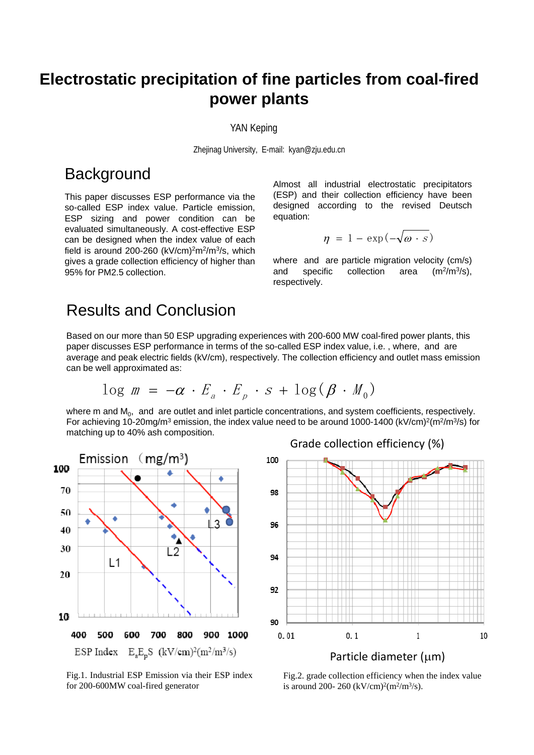# Electrostatic precipitation of fine particles from coal-fired power plants

YAN Keping

Zhejinag University, E-mail: kyan@zju.edu.cn

## Background

This paper discusses ESP performance via the so-called ESP index value. Particle emission, ESP sizing and power condition can be evaluated simultaneously. A cost-effective ESP can be designed when the index value of each field is around 200-260 $(kV/cm)^2m^2/m^3/s$, which gives a grade collection efficiency of higher than 95% for PM2.5 collection.

Almost all industrial electrostatic precipitators (ESP) and their collection efficiency have been designed according to the revised Deutsch equation:

$$\eta = 1 - \exp(-\sqrt{\omega \cdot s})$$

where and are particle migration velocity (cm/s) and specific collection area $(m^2/m^3/s)$, respectively.

## Results and Conclusion

Based on our more than 50 ESP upgrading experiences with 200-600 MW coal-fired power plants, this paper discusses ESP performance in terms of the so-called ESP index value, i.e. , where, and are average and peak electric fields (kV/cm), respectively. The collection efficiency and outlet mass emission can be well approximated as:

$$\log m = -\alpha \cdot E_a \cdot E_p \cdot s + \log(\beta \cdot M_0)$$

where m and $M_0$, and are outlet and inlet particle concentrations, and system coefficients, respectively. For achieving 10-20mg/m³ emission, the index value need to be around 1000-1400 $(kV/cm)^2(m^2/m^3/s)$ for matching up to 40% ash composition.

Emission (mg/m³)

100
70
50
40
30
20
10

L1
L2
L3

400 500 600 700 800 900 1000

ESP Index $E_aE_pS$ $(kV/cm)^2(m^2/m^3/s)$

Fig.1. Industrial ESP Emission via their ESP index for 200-600MW coal-fired generator

Grade collection efficiency (%)

100
98
96
94
92
90

0.01 0.1 1 10

Particle diameter (μm)

Fig.2. grade collection efficiency when the index value is around 200- 260 $(kV/cm)^2(m^2/m^3/s)$.